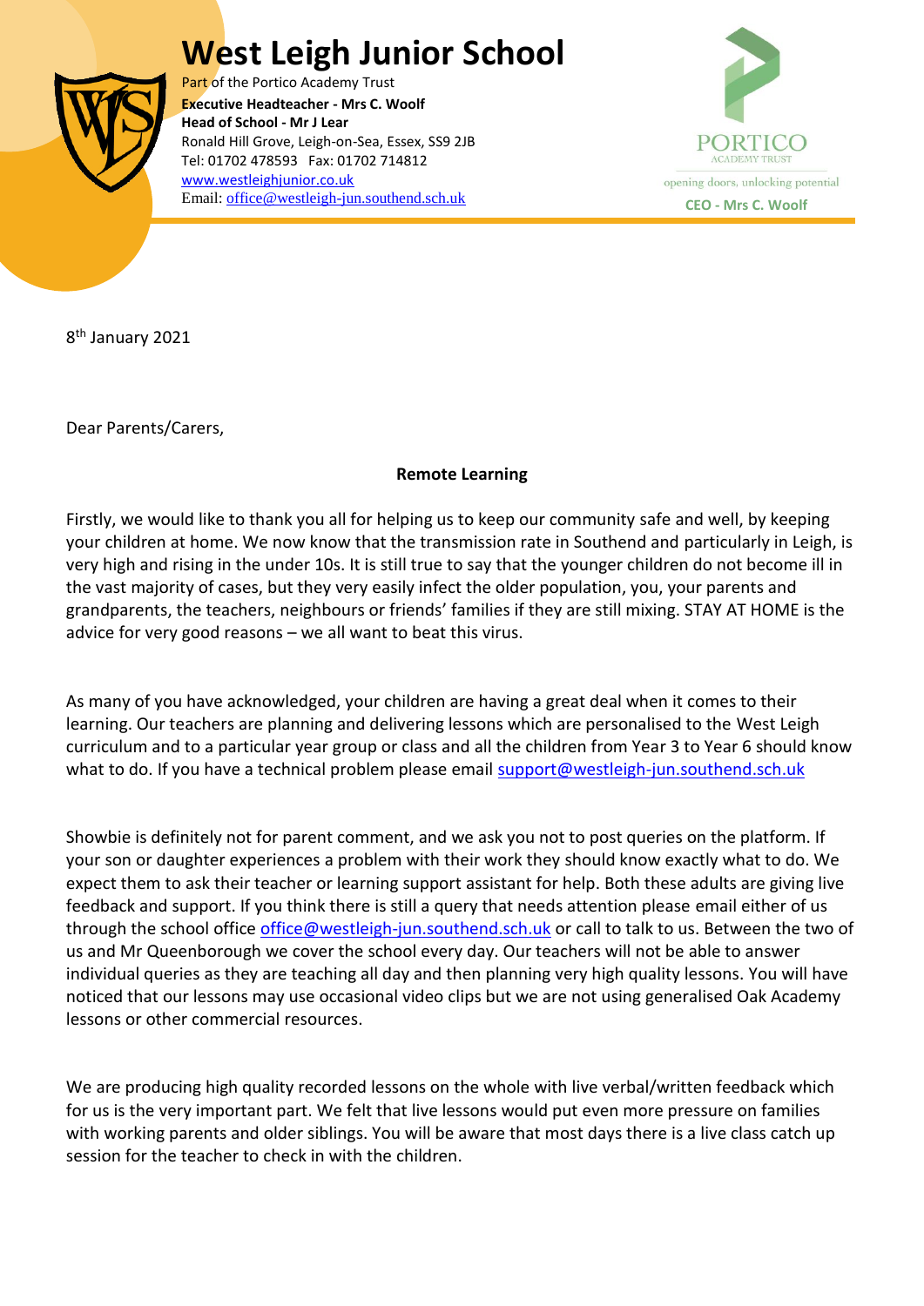# West Leigh Junior School

Part of the Portico Academy Trust
**Executive Headteacher - Mrs C. Woolf**
**Head of School - Mr J Lear**
Ronald Hill Grove, Leigh-on-Sea, Essex, SS9 2JB
Tel: 01702 478593 Fax: 01702 714812
www.westleighjunior.co.uk
Email: office@westleigh-jun.southend.sch.uk

PORTICO
ACADEMY TRUST
opening doors, unlocking potential
**CEO - Mrs C. Woolf**

8th January 2021

Dear Parents/Carers,

**Remote Learning**

Firstly, we would like to thank you all for helping us to keep our community safe and well, by keeping your children at home. We now know that the transmission rate in Southend and particularly in Leigh, is very high and rising in the under 10s. It is still true to say that the younger children do not become ill in the vast majority of cases, but they very easily infect the older population, you, your parents and grandparents, the teachers, neighbours or friends' families if they are still mixing. STAY AT HOME is the advice for very good reasons – we all want to beat this virus.

As many of you have acknowledged, your children are having a great deal when it comes to their learning. Our teachers are planning and delivering lessons which are personalised to the West Leigh curriculum and to a particular year group or class and all the children from Year 3 to Year 6 should know what to do. If you have a technical problem please email support@westleigh-jun.southend.sch.uk

Showbie is definitely not for parent comment, and we ask you not to post queries on the platform. If your son or daughter experiences a problem with their work they should know exactly what to do. We expect them to ask their teacher or learning support assistant for help. Both these adults are giving live feedback and support. If you think there is still a query that needs attention please email either of us through the school office office@westleigh-jun.southend.sch.uk or call to talk to us. Between the two of us and Mr Queenborough we cover the school every day. Our teachers will not be able to answer individual queries as they are teaching all day and then planning very high quality lessons. You will have noticed that our lessons may use occasional video clips but we are not using generalised Oak Academy lessons or other commercial resources.

We are producing high quality recorded lessons on the whole with live verbal/written feedback which for us is the very important part. We felt that live lessons would put even more pressure on families with working parents and older siblings. You will be aware that most days there is a live class catch up session for the teacher to check in with the children.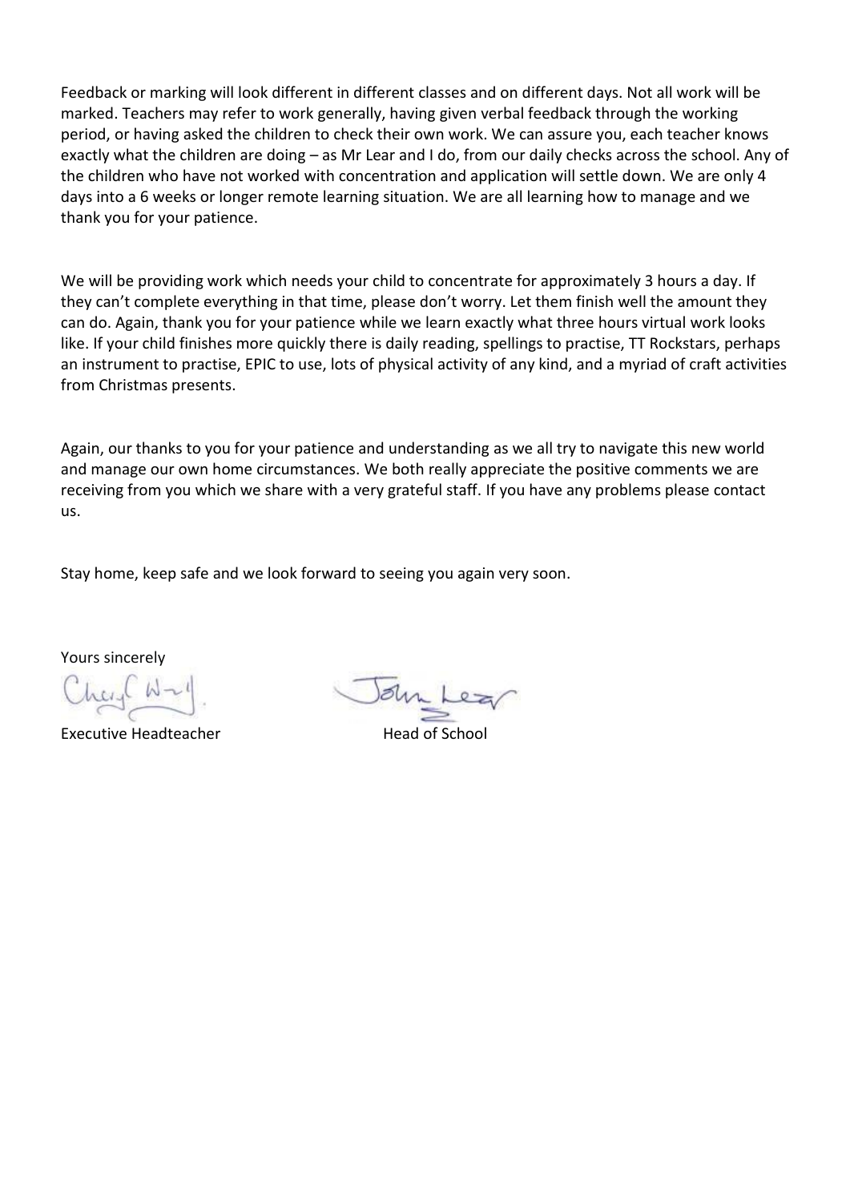Feedback or marking will look different in different classes and on different days. Not all work will be marked. Teachers may refer to work generally, having given verbal feedback through the working period, or having asked the children to check their own work. We can assure you, each teacher knows exactly what the children are doing – as Mr Lear and I do, from our daily checks across the school. Any of the children who have not worked with concentration and application will settle down. We are only 4 days into a 6 weeks or longer remote learning situation. We are all learning how to manage and we thank you for your patience.

We will be providing work which needs your child to concentrate for approximately 3 hours a day. If they can't complete everything in that time, please don't worry. Let them finish well the amount they can do. Again, thank you for your patience while we learn exactly what three hours virtual work looks like. If your child finishes more quickly there is daily reading, spellings to practise, TT Rockstars, perhaps an instrument to practise, EPIC to use, lots of physical activity of any kind, and a myriad of craft activities from Christmas presents.

Again, our thanks to you for your patience and understanding as we all try to navigate this new world and manage our own home circumstances. We both really appreciate the positive comments we are receiving from you which we share with a very grateful staff. If you have any problems please contact us.

Stay home, keep safe and we look forward to seeing you again very soon.

Yours sincerely

Cheryl Ward &nbsp;&nbsp;&nbsp;&nbsp;&nbsp;&nbsp;&nbsp;&nbsp; John Lear

Executive Headteacher &nbsp;&nbsp;&nbsp;&nbsp;&nbsp;&nbsp;&nbsp;&nbsp; Head of School